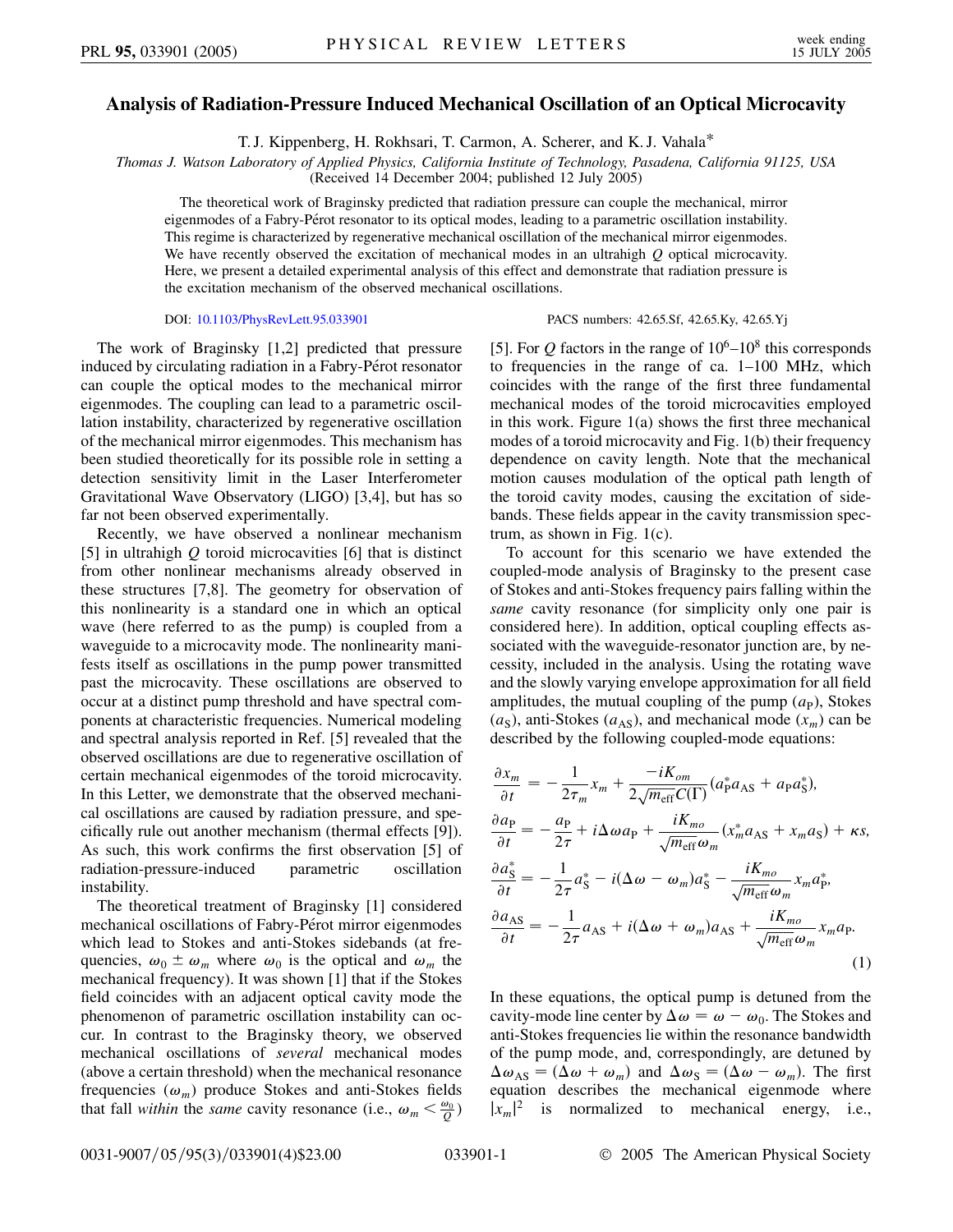# Analysis of Radiation-Pressure Induced Mechanical Oscillation of an Optical Microcavity

T. J. Kippenberg, H. Rokhsari, T. Carmon, A. Scherer, and K. J. Vahala*

*Thomas J. Watson Laboratory of Applied Physics, California Institute of Technology, Pasadena, California 91125, USA*
(Received 14 December 2004; published 12 July 2005)

The theoretical work of Braginsky predicted that radiation pressure can couple the mechanical, mirror eigenmodes of a Fabry-Pérot resonator to its optical modes, leading to a parametric oscillation instability. This regime is characterized by regenerative mechanical oscillation of the mechanical mirror eigenmodes. We have recently observed the excitation of mechanical modes in an ultrahigh $Q$ optical microcavity. Here, we present a detailed experimental analysis of this effect and demonstrate that radiation pressure is the excitation mechanism of the observed mechanical oscillations.

DOI: 10.1103/PhysRevLett.95.033901 PACS numbers: 42.65.Sf, 42.65.Ky, 42.65.Yj

The work of Braginsky [1,2] predicted that pressure induced by circulating radiation in a Fabry-Pérot resonator can couple the optical modes to the mechanical mirror eigenmodes. The coupling can lead to a parametric oscillation instability, characterized by regenerative oscillation of the mechanical mirror eigenmodes. This mechanism has been studied theoretically for its possible role in setting a detection sensitivity limit in the Laser Interferometer Gravitational Wave Observatory (LIGO) [3,4], but has so far not been observed experimentally.

Recently, we have observed a nonlinear mechanism [5] in ultrahigh $Q$ toroid microcavities [6] that is distinct from other nonlinear mechanisms already observed in these structures [7,8]. The geometry for observation of this nonlinearity is a standard one in which an optical wave (here referred to as the pump) is coupled from a waveguide to a microcavity mode. The nonlinearity manifests itself as oscillations in the pump power transmitted past the microcavity. These oscillations are observed to occur at a distinct pump threshold and have spectral components at characteristic frequencies. Numerical modeling and spectral analysis reported in Ref. [5] revealed that the observed oscillations are due to regenerative oscillation of certain mechanical eigenmodes of the toroid microcavity. In this Letter, we demonstrate that the observed mechanical oscillations are caused by radiation pressure, and specifically rule out another mechanism (thermal effects [9]). As such, this work confirms the first observation [5] of radiation-pressure-induced parametric oscillation instability.

The theoretical treatment of Braginsky [1] considered mechanical oscillations of Fabry-Pérot mirror eigenmodes which lead to Stokes and anti-Stokes sidebands (at frequencies, $\omega_0 \pm \omega_m$ where $\omega_0$ is the optical and $\omega_m$ the mechanical frequency). It was shown [1] that if the Stokes field coincides with an adjacent optical cavity mode the phenomenon of parametric oscillation instability can occur. In contrast to the Braginsky theory, we observed mechanical oscillations of *several* mechanical modes (above a certain threshold) when the mechanical resonance frequencies ($\omega_m$) produce Stokes and anti-Stokes fields that fall *within* the *same* cavity resonance (i.e., $\omega_m < \frac{\omega_0}{Q}$) [5]. For $Q$ factors in the range of $10^6$–$10^8$ this corresponds to frequencies in the range of ca. 1–100 MHz, which coincides with the range of the first three fundamental mechanical modes of the toroid microcavities employed in this work. Figure 1(a) shows the first three mechanical modes of a toroid microcavity and Fig. 1(b) their frequency dependence on cavity length. Note that the mechanical motion causes modulation of the optical path length of the toroid cavity modes, causing the excitation of sidebands. These fields appear in the cavity transmission spectrum, as shown in Fig. 1(c).

To account for this scenario we have extended the coupled-mode analysis of Braginsky to the present case of Stokes and anti-Stokes frequency pairs falling within the *same* cavity resonance (for simplicity only one pair is considered here). In addition, optical coupling effects associated with the waveguide-resonator junction are, by necessity, included in the analysis. Using the rotating wave and the slowly varying envelope approximation for all field amplitudes, the mutual coupling of the pump ($a_\mathrm{P}$), Stokes ($a_\mathrm{S}$), anti-Stokes ($a_\mathrm{AS}$), and mechanical mode ($x_m$) can be described by the following coupled-mode equations:

$$
\begin{aligned}
\frac{\partial x_m}{\partial t} &= -\frac{1}{2\tau_m}x_m + \frac{-iK_{om}}{2\sqrt{m_\mathrm{eff}}C(\Gamma)}(a_\mathrm{P}^* a_\mathrm{AS} + a_\mathrm{P} a_\mathrm{S}^*),\\
\frac{\partial a_\mathrm{P}}{\partial t} &= -\frac{a_\mathrm{P}}{2\tau} + i\Delta\omega a_\mathrm{P} + \frac{iK_{mo}}{\sqrt{m_\mathrm{eff}}\omega_m}(x_m^* a_\mathrm{AS} + x_m a_\mathrm{S}) + \kappa s,\\
\frac{\partial a_\mathrm{S}^*}{\partial t} &= -\frac{1}{2\tau}a_\mathrm{S}^* - i(\Delta\omega - \omega_m)a_\mathrm{S}^* - \frac{iK_{mo}}{\sqrt{m_\mathrm{eff}}\omega_m}x_m a_\mathrm{P}^*,\\
\frac{\partial a_\mathrm{AS}}{\partial t} &= -\frac{1}{2\tau}a_\mathrm{AS} + i(\Delta\omega + \omega_m)a_\mathrm{AS} + \frac{iK_{mo}}{\sqrt{m_\mathrm{eff}}\omega_m}x_m a_\mathrm{P}.
\end{aligned}
\tag{1}
$$

In these equations, the optical pump is detuned from the cavity-mode line center by $\Delta\omega = \omega - \omega_0$. The Stokes and anti-Stokes frequencies lie within the resonance bandwidth of the pump mode, and, correspondingly, are detuned by $\Delta\omega_\mathrm{AS} = (\Delta\omega + \omega_m)$ and $\Delta\omega_\mathrm{S} = (\Delta\omega - \omega_m)$. The first equation describes the mechanical eigenmode where $|x_m|^2$ is normalized to mechanical energy, i.e.,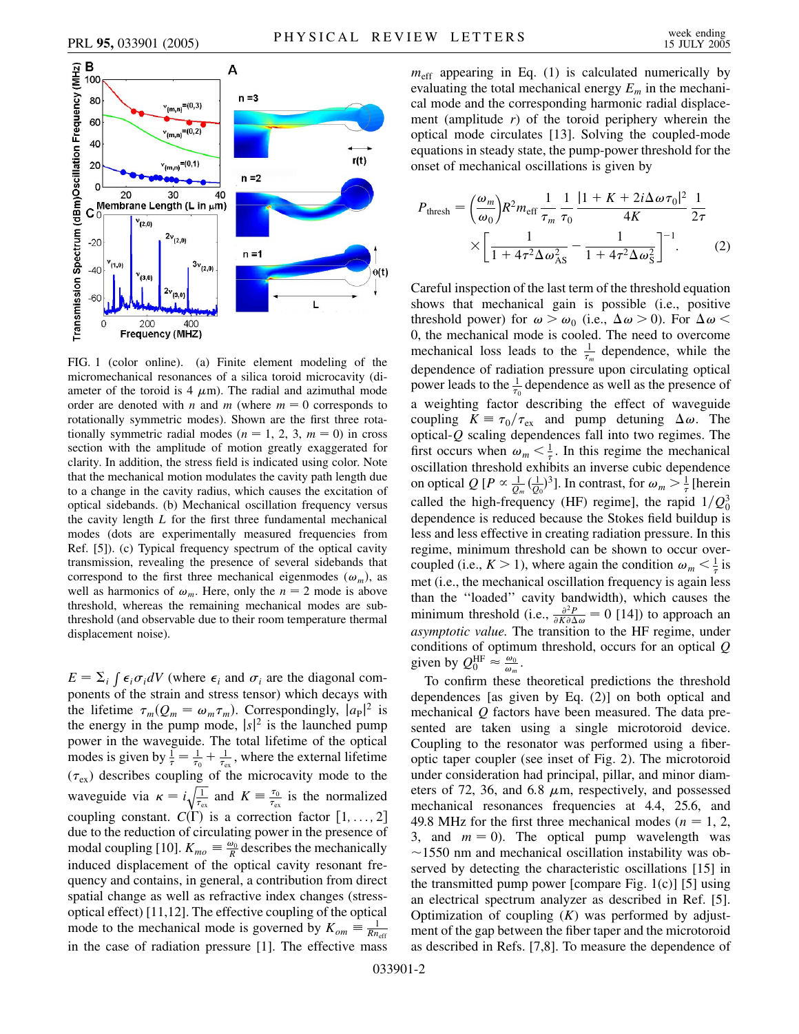FIG. 1 (color online). (a) Finite element modeling of the micromechanical resonances of a silica toroid microcavity (diameter of the toroid is 4 $\mu$m). The radial and azimuthal mode order are denoted with $n$ and $m$ (where $m = 0$ corresponds to rotationally symmetric modes). Shown are the first three rotationally symmetric radial modes ($n = 1, 2, 3$, $m = 0$) in cross section with the amplitude of motion greatly exaggerated for clarity. In addition, the stress field is indicated using color. Note that the mechanical motion modulates the cavity path length due to a change in the cavity radius, which causes the excitation of optical sidebands. (b) Mechanical oscillation frequency versus the cavity length $L$ for the first three fundamental mechanical modes (dots are experimentally measured frequencies from Ref. [5]). (c) Typical frequency spectrum of the optical cavity transmission, revealing the presence of several sidebands that correspond to the first three mechanical eigenmodes ($\omega_m$), as well as harmonics of $\omega_m$. Here, only the $n = 2$ mode is above threshold, whereas the remaining mechanical modes are subthreshold (and observable due to their room temperature thermal displacement noise).

$E = \Sigma_i \int \epsilon_i \sigma_i dV$ (where $\epsilon_i$ and $\sigma_i$ are the diagonal components of the strain and stress tensor) which decays with the lifetime $\tau_m (Q_m = \omega_m \tau_m)$. Correspondingly, $|a_P|^2$ is the energy in the pump mode, $|s|^2$ is the launched pump power in the waveguide. The total lifetime of the optical modes is given by $\frac{1}{\tau} = \frac{1}{\tau_0} + \frac{1}{\tau_{ex}}$, where the external lifetime ($\tau_{ex}$) describes coupling of the microcavity mode to the waveguide via $\kappa = i\sqrt{\frac{1}{\tau_{ex}}}$ and $K \equiv \frac{\tau_0}{\tau_{ex}}$ is the normalized coupling constant. $C(\Gamma)$ is a correction factor $[1, \ldots, 2]$ due to the reduction of circulating power in the presence of modal coupling [10]. $K_{mo} \equiv \frac{\omega_0}{R}$ describes the mechanically induced displacement of the optical cavity resonant frequency and contains, in general, a contribution from direct spatial change as well as refractive index changes (stress-optical effect) [11,12]. The effective coupling of the optical mode to the mechanical mode is governed by $K_{om} \equiv \frac{1}{Rn_{eff}}$ in the case of radiation pressure [1]. The effective mass $m_{eff}$ appearing in Eq. (1) is calculated numerically by evaluating the total mechanical energy $E_m$ in the mechanical mode and the corresponding harmonic radial displacement (amplitude $r$) of the toroid periphery wherein the optical mode circulates [13]. Solving the coupled-mode equations in steady state, the pump-power threshold for the onset of mechanical oscillations is given by

$$P_{\text{thresh}} = \left(\frac{\omega_m}{\omega_0}\right) R^2 m_{\text{eff}} \frac{1}{\tau_m} \frac{1}{\tau_0} \frac{|1 + K + 2i\Delta\omega\tau_0|^2}{4K} \frac{1}{2\tau} \times \left[\frac{1}{1 + 4\tau^2 \Delta\omega_{AS}^2} - \frac{1}{1 + 4\tau^2 \Delta\omega_S^2}\right]^{-1}. \quad (2)$$

Careful inspection of the last term of the threshold equation shows that mechanical gain is possible (i.e., positive threshold power) for $\omega > \omega_0$ (i.e., $\Delta\omega > 0$). For $\Delta\omega < 0$, the mechanical mode is cooled. The need to overcome mechanical loss leads to the $\frac{1}{\tau_m}$ dependence, while the dependence of radiation pressure upon circulating optical power leads to the $\frac{1}{\tau_0}$ dependence as well as the presence of a weighting factor describing the effect of waveguide coupling $K \equiv \tau_0/\tau_{ex}$ and pump detuning $\Delta\omega$. The optical-$Q$ scaling dependences fall into two regimes. The first occurs when $\omega_m < \frac{1}{\tau}$. In this regime the mechanical oscillation threshold exhibits an inverse cubic dependence on optical $Q$ [$P \propto \frac{1}{Q_m}(\frac{1}{Q_0})^3$]. In contrast, for $\omega_m > \frac{1}{\tau}$ [herein called the high-frequency (HF) regime], the rapid $1/Q_0^3$ dependence is reduced because the Stokes field buildup is less and less effective in creating radiation pressure. In this regime, minimum threshold can be shown to occur overcoupled (i.e., $K > 1$), where again the condition $\omega_m < \frac{1}{\tau}$ is met (i.e., the mechanical oscillation frequency is again less than the "loaded" cavity bandwidth), which causes the minimum threshold (i.e., $\frac{\partial^2 P}{\partial K \partial \Delta\omega} = 0$ [14]) to approach an *asymptotic value*. The transition to the HF regime, under conditions of optimum threshold, occurs for an optical $Q$ given by $Q_0^{HF} \approx \frac{\omega_0}{\omega_m}$.

To confirm these theoretical predictions the threshold dependences [as given by Eq. (2)] on both optical and mechanical $Q$ factors have been measured. The data presented are taken using a single microtoroid device. Coupling to the resonator was performed using a fiber-optic taper coupler (see inset of Fig. 2). The microtoroid under consideration had principal, pillar, and minor diameters of 72, 36, and 6.8 $\mu$m, respectively, and possessed mechanical resonances frequencies at 4.4, 25.6, and 49.8 MHz for the first three mechanical modes ($n = 1, 2, 3$, and $m = 0$). The optical pump wavelength was ~1550 nm and mechanical oscillation instability was observed by detecting the characteristic oscillations [15] in the transmitted pump power [compare Fig. 1(c)] [5] using an electrical spectrum analyzer as described in Ref. [5]. Optimization of coupling ($K$) was performed by adjustment of the gap between the fiber taper and the microtoroid as described in Refs. [7,8]. To measure the dependence of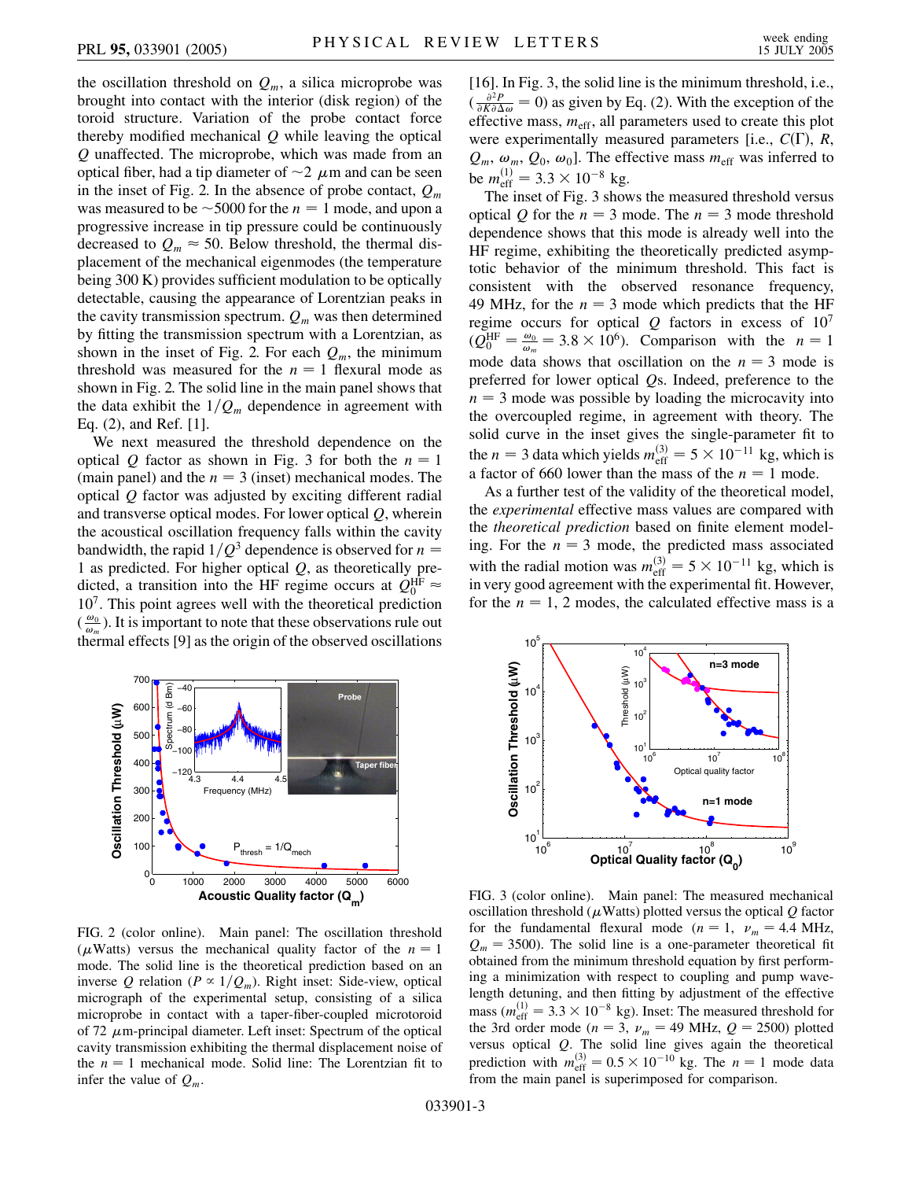the oscillation threshold on $Q_m$, a silica microprobe was brought into contact with the interior (disk region) of the toroid structure. Variation of the probe contact force thereby modified mechanical $Q$ while leaving the optical $Q$ unaffected. The microprobe, which was made from an optical fiber, had a tip diameter of $\sim 2\ \mu$m and can be seen in the inset of Fig. 2. In the absence of probe contact, $Q_m$ was measured to be $\sim 5000$ for the $n = 1$ mode, and upon a progressive increase in tip pressure could be continuously decreased to $Q_m \approx 50$. Below threshold, the thermal displacement of the mechanical eigenmodes (the temperature being 300 K) provides sufficient modulation to be optically detectable, causing the appearance of Lorentzian peaks in the cavity transmission spectrum. $Q_m$ was determined by fitting the transmission spectrum with a Lorentzian, as shown in the inset of Fig. 2. For each $Q_m$, the minimum threshold was measured for the $n = 1$ flexural mode as shown in Fig. 2. The solid line in the main panel shows that the data exhibit the $1/Q_m$ dependence in agreement with Eq. (2), and Ref. [1].

We next measured the threshold dependence on the optical $Q$ factor as shown in Fig. 3 for both the $n = 1$ (main panel) and the $n = 3$ (inset) mechanical modes. The optical $Q$ factor was adjusted by exciting different radial and transverse optical modes. For lower optical $Q$, wherein the acoustical oscillation frequency falls within the cavity bandwidth, the rapid $1/Q^3$ dependence is observed for $n = 1$ as predicted. For higher optical $Q$, as theoretically predicted, a transition into the HF regime occurs at $Q_0^{\mathrm{HF}} \approx 10^7$. This point agrees well with the theoretical prediction ($\frac{\omega_0}{\omega_m}$). It is important to note that these observations rule out thermal effects [9] as the origin of the observed oscillations [16]. In Fig. 3, the solid line is the minimum threshold, i.e., ($\frac{\partial^2 P}{\partial K \partial \Delta\omega} = 0$) as given by Eq. (2). With the exception of the effective mass, $m_{\mathrm{eff}}$, all parameters used to create this plot were experimentally measured parameters [i.e., $C(\Gamma)$, $R$, $Q_m$, $\omega_m$, $Q_0$, $\omega_0$]. The effective mass $m_{\mathrm{eff}}$ was inferred to be $m_{\mathrm{eff}}^{(1)} = 3.3 \times 10^{-8}$ kg.

The inset of Fig. 3 shows the measured threshold versus optical $Q$ for the $n = 3$ mode. The $n = 3$ mode threshold dependence shows that this mode is already well into the HF regime, exhibiting the theoretically predicted asymptotic behavior of the minimum threshold. This fact is consistent with the observed resonance frequency, 49 MHz, for the $n = 3$ mode which predicts that the HF regime occurs for optical $Q$ factors in excess of $10^7$ ($Q_0^{\mathrm{HF}} = \frac{\omega_0}{\omega_m} = 3.8 \times 10^6$). Comparison with the $n = 1$ mode data shows that oscillation on the $n = 3$ mode is preferred for lower optical $Q$s. Indeed, preference to the $n = 3$ mode was possible by loading the microcavity into the overcoupled regime, in agreement with theory. The solid curve in the inset gives the single-parameter fit to the $n = 3$ data which yields $m_{\mathrm{eff}}^{(3)} = 5 \times 10^{-11}$ kg, which is a factor of 660 lower than the mass of the $n = 1$ mode.

As a further test of the validity of the theoretical model, the *experimental* effective mass values are compared with the *theoretical prediction* based on finite element modeling. For the $n = 3$ mode, the predicted mass associated with the radial motion was $m_{\mathrm{eff}}^{(3)} = 5 \times 10^{-11}$ kg, which is in very good agreement with the experimental fit. However, for the $n = 1$, 2 modes, the calculated effective mass is a

FIG. 2 (color online). Main panel: The oscillation threshold ($\mu$Watts) versus the mechanical quality factor of the $n = 1$ mode. The solid line is the theoretical prediction based on an inverse $Q$ relation ($P \propto 1/Q_m$). Right inset: Side-view, optical micrograph of the experimental setup, consisting of a silica microprobe in contact with a taper-fiber-coupled microtoroid of 72 $\mu$m-principal diameter. Left inset: Spectrum of the optical cavity transmission exhibiting the thermal displacement noise of the $n = 1$ mechanical mode. Solid line: The Lorentzian fit to infer the value of $Q_m$.

FIG. 3 (color online). Main panel: The measured mechanical oscillation threshold ($\mu$Watts) plotted versus the optical $Q$ factor for the fundamental flexural mode ($n = 1$, $\nu_m = 4.4$ MHz, $Q_m = 3500$). The solid line is a one-parameter theoretical fit obtained from the minimum threshold equation by first performing a minimization with respect to coupling and pump wavelength detuning, and then fitting by adjustment of the effective mass ($m_{\mathrm{eff}}^{(1)} = 3.3 \times 10^{-8}$ kg). Inset: The measured threshold for the 3rd order mode ($n = 3$, $\nu_m = 49$ MHz, $Q = 2500$) plotted versus optical $Q$. The solid line gives again the theoretical prediction with $m_{\mathrm{eff}}^{(3)} = 0.5 \times 10^{-10}$ kg. The $n = 1$ mode data from the main panel is superimposed for comparison.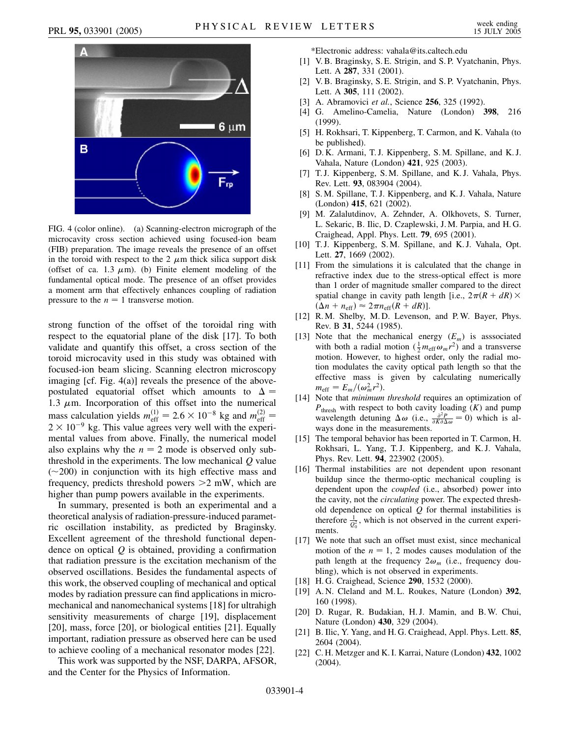A

Δ

6 μm

B

$F_{rp}$

FIG. 4 (color online). (a) Scanning-electron micrograph of the microcavity cross section achieved using focused-ion beam (FIB) preparation. The image reveals the presence of an offset in the toroid with respect to the 2 $\mu$m thick silica support disk (offset of ca. 1.3 $\mu$m). (b) Finite element modeling of the fundamental optical mode. The presence of an offset provides a moment arm that effectively enhances coupling of radiation pressure to the $n = 1$ transverse motion.

strong function of the offset of the toroidal ring with respect to the equatorial plane of the disk [17]. To both validate and quantify this offset, a cross section of the toroid microcavity used in this study was obtained with focused-ion beam slicing. Scanning electron microscopy imaging [cf. Fig. 4(a)] reveals the presence of the above-postulated equatorial offset which amounts to $\Delta = 1.3$ $\mu$m. Incorporation of this offset into the numerical mass calculation yields $m_{\text{eff}}^{(1)} = 2.6 \times 10^{-8}$ kg and $m_{\text{eff}}^{(2)} = 2 \times 10^{-9}$ kg. This value agrees very well with the experimental values from above. Finally, the numerical model also explains why the $n = 2$ mode is observed only subthreshold in the experiments. The low mechanical $Q$ value ($\sim$200) in conjunction with its high effective mass and frequency, predicts threshold powers $>$2 mW, which are higher than pump powers available in the experiments.

In summary, presented is both an experimental and a theoretical analysis of radiation-pressure-induced parametric oscillation instability, as predicted by Braginsky. Excellent agreement of the threshold functional dependence on optical $Q$ is obtained, providing a confirmation that radiation pressure is the excitation mechanism of the observed oscillations. Besides the fundamental aspects of this work, the observed coupling of mechanical and optical modes by radiation pressure can find applications in micromechanical and nanomechanical systems [18] for ultrahigh sensitivity measurements of charge [19], displacement [20], mass, force [20], or biological entities [21]. Equally important, radiation pressure as observed here can be used to achieve cooling of a mechanical resonator modes [22].

This work was supported by the NSF, DARPA, AFSOR, and the Center for the Physics of Information.

*Electronic address: vahala@its.caltech.edu

[1] V. B. Braginsky, S. E. Strigin, and S. P. Vyatchanin, Phys. Lett. A **287**, 331 (2001).

[2] V. B. Braginsky, S. E. Strigin, and S. P. Vyatchanin, Phys. Lett. A **305**, 111 (2002).

[3] A. Abramovici *et al.*, Science **256**, 325 (1992).

[4] G. Amelino-Camelia, Nature (London) **398**, 216 (1999).

[5] H. Rokhsari, T. Kippenberg, T. Carmon, and K. Vahala (to be published).

[6] D. K. Armani, T. J. Kippenberg, S. M. Spillane, and K. J. Vahala, Nature (London) **421**, 925 (2003).

[7] T. J. Kippenberg, S. M. Spillane, and K. J. Vahala, Phys. Rev. Lett. **93**, 083904 (2004).

[8] S. M. Spillane, T. J. Kippenberg, and K. J. Vahala, Nature (London) **415**, 621 (2002).

[9] M. Zalalutdinov, A. Zehnder, A. Olkhovets, S. Turner, L. Sekaric, B. Ilic, D. Czaplewski, J. M. Parpia, and H. G. Craighead, Appl. Phys. Lett. **79**, 695 (2001).

[10] T. J. Kippenberg, S. M. Spillane, and K. J. Vahala, Opt. Lett. **27**, 1669 (2002).

[11] From the simulations it is calculated that the change in refractive index due to the stress-optical effect is more than 1 order of magnitude smaller compared to the direct spatial change in cavity path length [i.e., $2\pi(R + dR) \times (\Delta n + n_{\text{eff}}) \approx 2\pi n_{\text{eff}}(R + dR)$].

[12] R. M. Shelby, M. D. Levenson, and P. W. Bayer, Phys. Rev. B **31**, 5244 (1985).

[13] Note that the mechanical energy ($E_m$) is asssociated with both a radial motion ($\frac{1}{2} m_{\text{eff}} \omega_m r^2$) and a transverse motion. However, to highest order, only the radial motion modulates the cavity optical path length so that the effective mass is given by calculating numerically $m_{\text{eff}} = E_m/(\omega_m^2 r^2)$.

[14] Note that *minimum threshold* requires an optimization of $P_{\text{thresh}}$ with respect to both cavity loading ($K$) and pump wavelength detuning $\Delta\omega$ (i.e., $\frac{\partial^2 P}{\partial K \partial \Delta\omega} = 0$) which is always done in the measurements.

[15] The temporal behavior has been reported in T. Carmon, H. Rokhsari, L. Yang, T. J. Kippenberg, and K. J. Vahala, Phys. Rev. Lett. **94**, 223902 (2005).

[16] Thermal instabilities are not dependent upon resonant buildup since the thermo-optic mechanical coupling is dependent upon the *coupled* (i.e., absorbed) power into the cavity, not the *circulating* power. The expected threshold dependence on optical $Q$ for thermal instabilities is therefore $\frac{1}{Q_0^2}$, which is not observed in the current experiments.

[17] We note that such an offset must exist, since mechanical motion of the $n = 1$, 2 modes causes modulation of the path length at the frequency $2\omega_m$ (i.e., frequency doubling), which is not observed in experiments.

[18] H. G. Craighead, Science **290**, 1532 (2000).

[19] A. N. Cleland and M. L. Roukes, Nature (London) **392**, 160 (1998).

[20] D. Rugar, R. Budakian, H. J. Mamin, and B. W. Chui, Nature (London) **430**, 329 (2004).

[21] B. Ilic, Y. Yang, and H. G. Craighead, Appl. Phys. Lett. **85**, 2604 (2004).

[22] C. H. Metzger and K. I. Karrai, Nature (London) **432**, 1002 (2004).